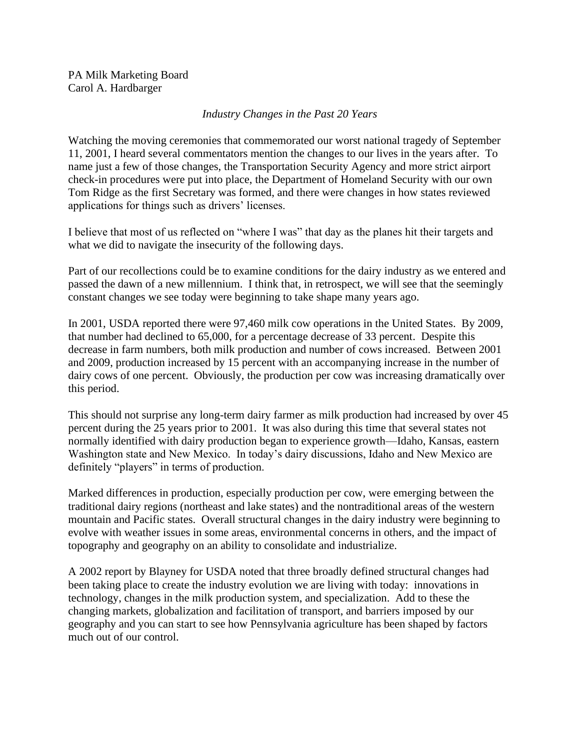PA Milk Marketing Board
Carol A. Hardbarger

*Industry Changes in the Past 20 Years*

Watching the moving ceremonies that commemorated our worst national tragedy of September 11, 2001, I heard several commentators mention the changes to our lives in the years after. To name just a few of those changes, the Transportation Security Agency and more strict airport check-in procedures were put into place, the Department of Homeland Security with our own Tom Ridge as the first Secretary was formed, and there were changes in how states reviewed applications for things such as drivers' licenses.

I believe that most of us reflected on "where I was" that day as the planes hit their targets and what we did to navigate the insecurity of the following days.

Part of our recollections could be to examine conditions for the dairy industry as we entered and passed the dawn of a new millennium. I think that, in retrospect, we will see that the seemingly constant changes we see today were beginning to take shape many years ago.

In 2001, USDA reported there were 97,460 milk cow operations in the United States. By 2009, that number had declined to 65,000, for a percentage decrease of 33 percent. Despite this decrease in farm numbers, both milk production and number of cows increased. Between 2001 and 2009, production increased by 15 percent with an accompanying increase in the number of dairy cows of one percent. Obviously, the production per cow was increasing dramatically over this period.

This should not surprise any long-term dairy farmer as milk production had increased by over 45 percent during the 25 years prior to 2001. It was also during this time that several states not normally identified with dairy production began to experience growth—Idaho, Kansas, eastern Washington state and New Mexico. In today's dairy discussions, Idaho and New Mexico are definitely "players" in terms of production.

Marked differences in production, especially production per cow, were emerging between the traditional dairy regions (northeast and lake states) and the nontraditional areas of the western mountain and Pacific states. Overall structural changes in the dairy industry were beginning to evolve with weather issues in some areas, environmental concerns in others, and the impact of topography and geography on an ability to consolidate and industrialize.

A 2002 report by Blayney for USDA noted that three broadly defined structural changes had been taking place to create the industry evolution we are living with today: innovations in technology, changes in the milk production system, and specialization. Add to these the changing markets, globalization and facilitation of transport, and barriers imposed by our geography and you can start to see how Pennsylvania agriculture has been shaped by factors much out of our control.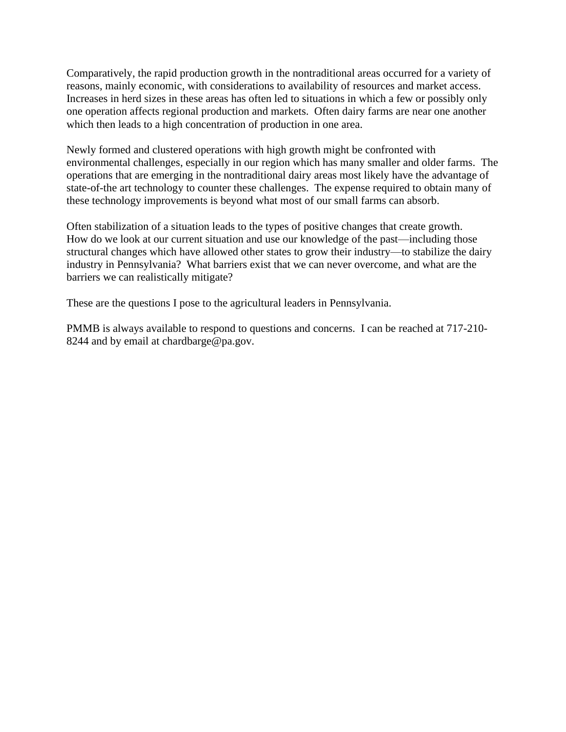Comparatively, the rapid production growth in the nontraditional areas occurred for a variety of reasons, mainly economic, with considerations to availability of resources and market access. Increases in herd sizes in these areas has often led to situations in which a few or possibly only one operation affects regional production and markets. Often dairy farms are near one another which then leads to a high concentration of production in one area.

Newly formed and clustered operations with high growth might be confronted with environmental challenges, especially in our region which has many smaller and older farms. The operations that are emerging in the nontraditional dairy areas most likely have the advantage of state-of-the art technology to counter these challenges. The expense required to obtain many of these technology improvements is beyond what most of our small farms can absorb.

Often stabilization of a situation leads to the types of positive changes that create growth. How do we look at our current situation and use our knowledge of the past—including those structural changes which have allowed other states to grow their industry—to stabilize the dairy industry in Pennsylvania? What barriers exist that we can never overcome, and what are the barriers we can realistically mitigate?

These are the questions I pose to the agricultural leaders in Pennsylvania.

PMMB is always available to respond to questions and concerns. I can be reached at 717-210-8244 and by email at chardbarge@pa.gov.